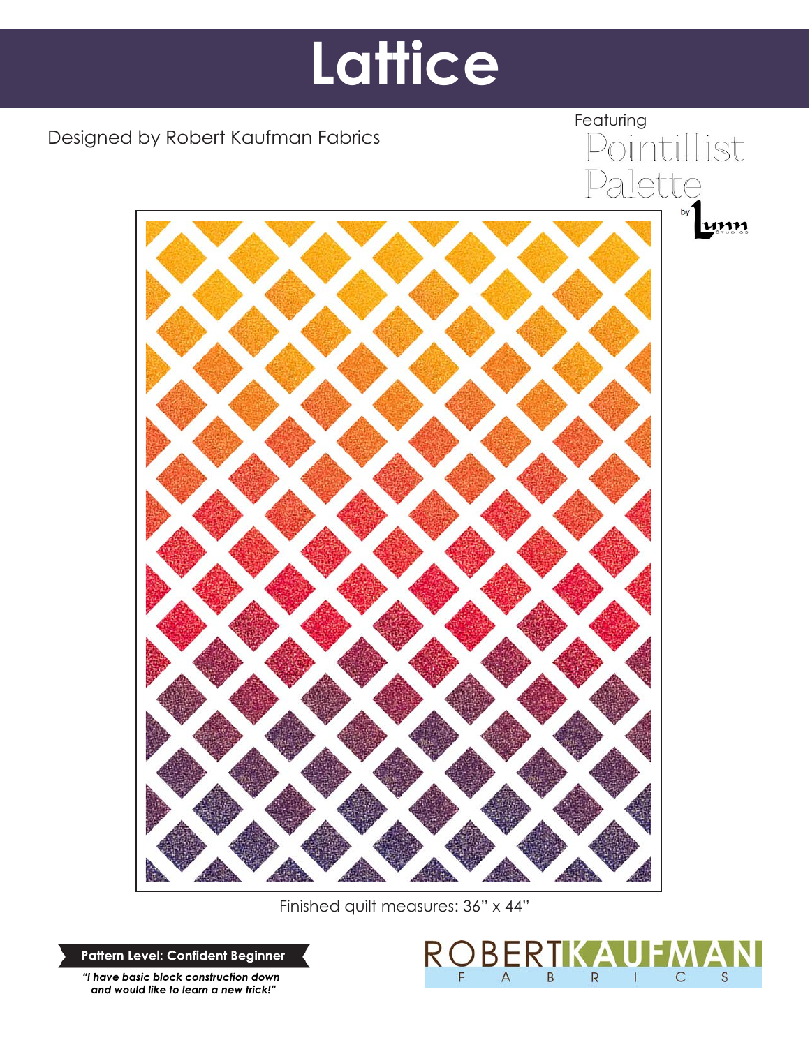# Lattice

Designed by Robert Kaufman Fabrics

Featuring
Pointillist Palette
by Lunn Studios

Finished quilt measures: 36" x 44"

**Pattern Level: Confident Beginner**

***"I have basic block construction down and would like to learn a new trick!"***

ROBERT KAUFMAN FABRICS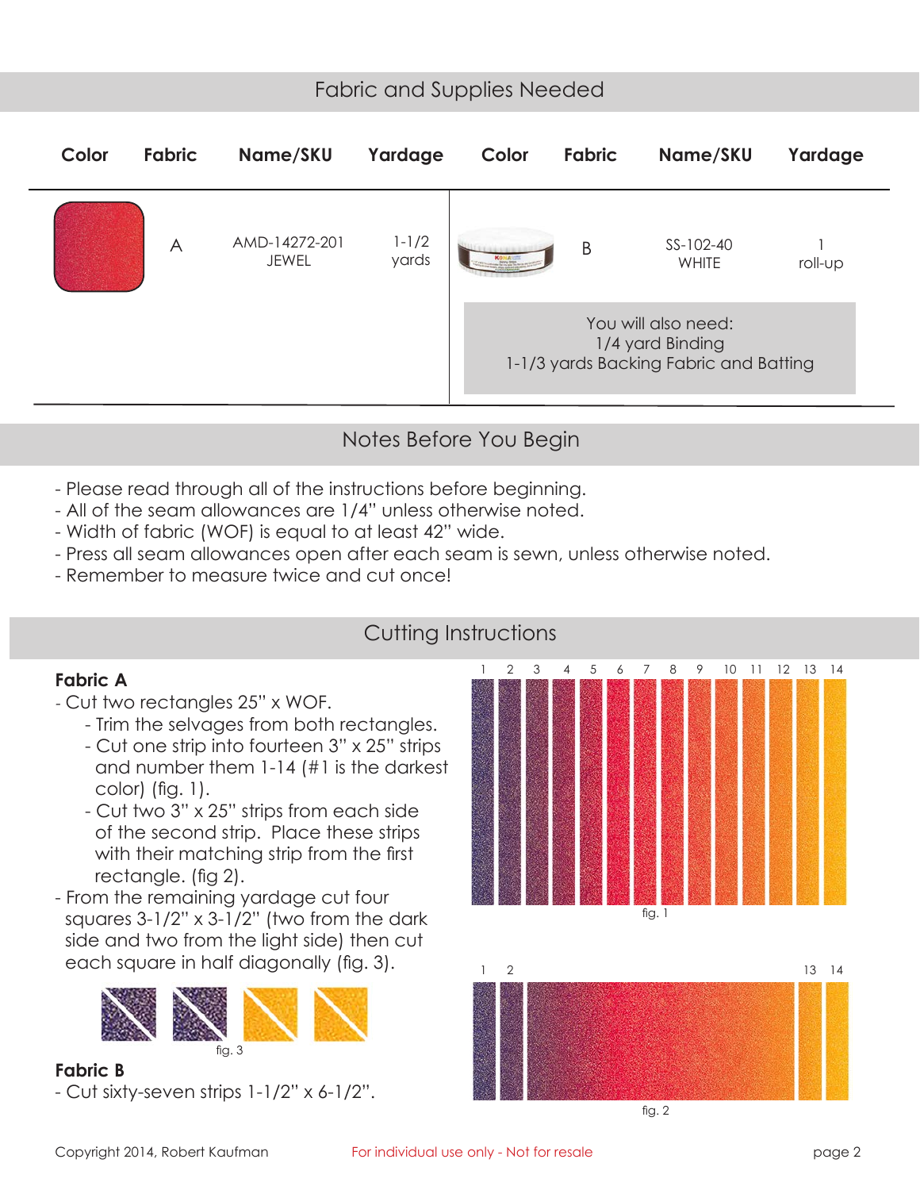## Fabric and Supplies Needed

| Color | Fabric | Name/SKU | Yardage | Color | Fabric | Name/SKU | Yardage |
|---|---|---|---|---|---|---|---|
| | A | AMD-14272-201 JEWEL | 1-1/2 yards | | B | SS-102-40 WHITE | 1 roll-up |

You will also need:
1/4 yard Binding
1-1/3 yards Backing Fabric and Batting

## Notes Before You Begin

- Please read through all of the instructions before beginning.
- All of the seam allowances are 1/4" unless otherwise noted.
- Width of fabric (WOF) is equal to at least 42" wide.
- Press all seam allowances open after each seam is sewn, unless otherwise noted.
- Remember to measure twice and cut once!

## Cutting Instructions

**Fabric A**

- Cut two rectangles 25" x WOF.
    - Trim the selvages from both rectangles.
    - Cut one strip into fourteen 3" x 25" strips and number them 1-14 (#1 is the darkest color) (fig. 1).
    - Cut two 3" x 25" strips from each side of the second strip. Place these strips with their matching strip from the first rectangle. (fig 2).
- From the remaining yardage cut four squares 3-1/2" x 3-1/2" (two from the dark side and two from the light side) then cut each square in half diagonally (fig. 3).

1 2 3 4 5 6 7 8 9 10 11 12 13 14

fig. 1

1 2 13 14

fig. 2

fig. 3

**Fabric B**

- Cut sixty-seven strips 1-1/2" x 6-1/2".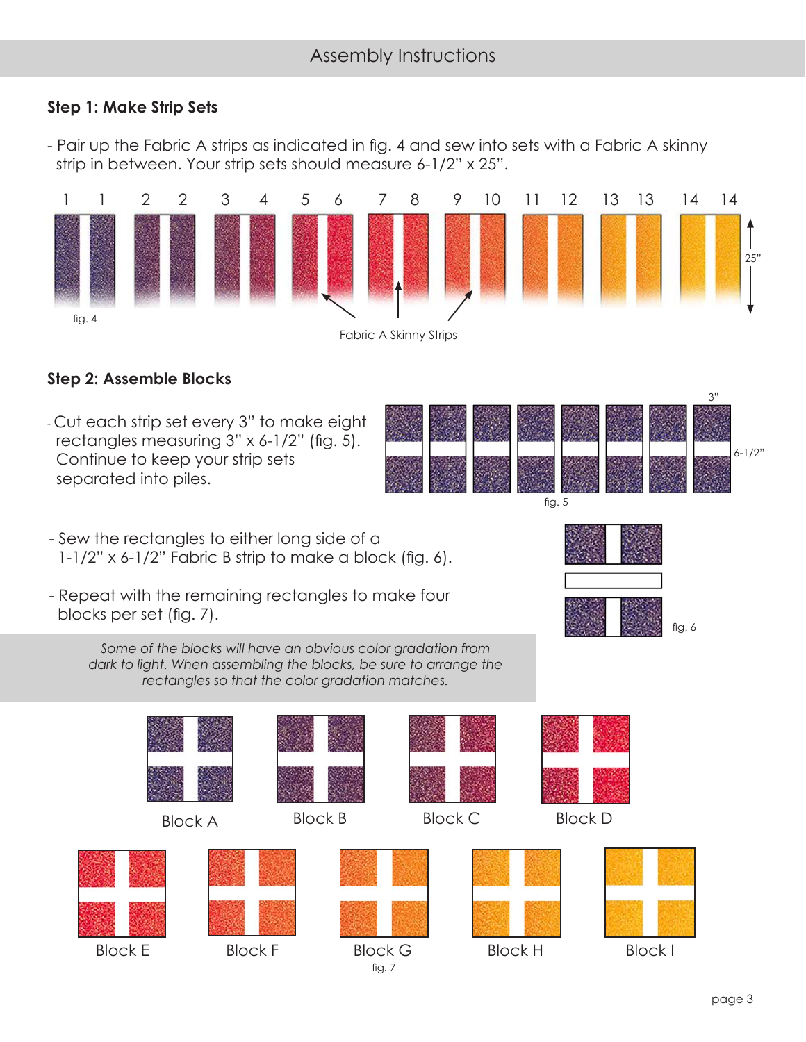## Assembly Instructions

### Step 1: Make Strip Sets

- Pair up the Fabric A strips as indicated in fig. 4 and sew into sets with a Fabric A skinny strip in between. Your strip sets should measure 6-1/2" x 25".

1 1 2 2 3 4 5 6 7 8 9 10 11 12 13 13 14 14

25"

fig. 4

Fabric A Skinny Strips

### Step 2: Assemble Blocks

- Cut each strip set every 3" to make eight rectangles measuring 3" x 6-1/2" (fig. 5). Continue to keep your strip sets separated into piles.

3"

6-1/2"

fig. 5

- Sew the rectangles to either long side of a 1-1/2" x 6-1/2" Fabric B strip to make a block (fig. 6).

- Repeat with the remaining rectangles to make four blocks per set (fig. 7).

fig. 6

*Some of the blocks will have an obvious color gradation from dark to light. When assembling the blocks, be sure to arrange the rectangles so that the color gradation matches.*

Block A Block B Block C Block D

Block E Block F Block G Block H Block I

fig. 7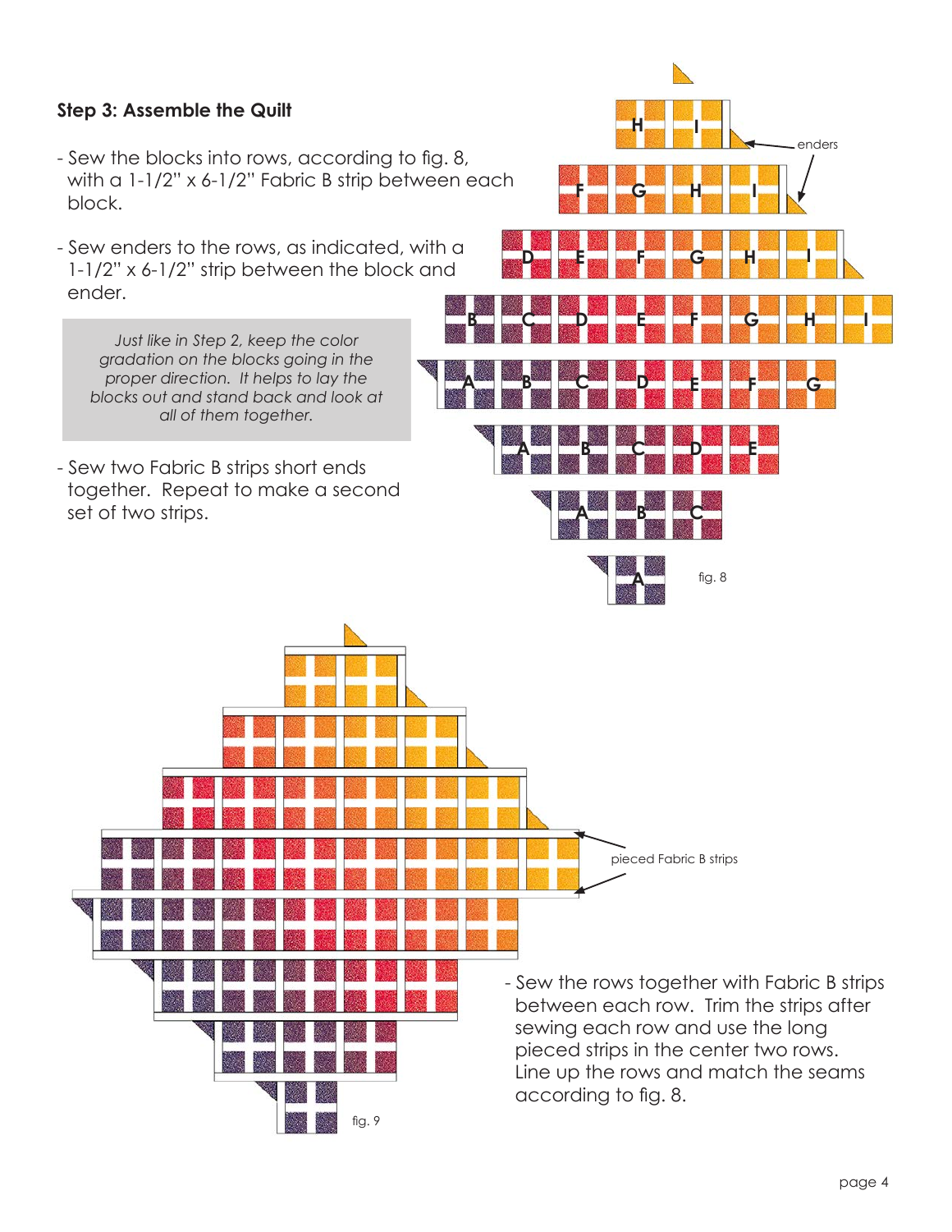### Step 3: Assemble the Quilt

- Sew the blocks into rows, according to fig. 8, with a 1-1/2" x 6-1/2" Fabric B strip between each block.
- Sew enders to the rows, as indicated, with a 1-1/2" x 6-1/2" strip between the block and ender.

> *Just like in Step 2, keep the color gradation on the blocks going in the proper direction. It helps to lay the blocks out and stand back and look at all of them together.*

- Sew two Fabric B strips short ends together. Repeat to make a second set of two strips.

enders

fig. 8

pieced Fabric B strips

- Sew the rows together with Fabric B strips between each row. Trim the strips after sewing each row and use the long pieced strips in the center two rows. Line up the rows and match the seams according to fig. 8.

fig. 9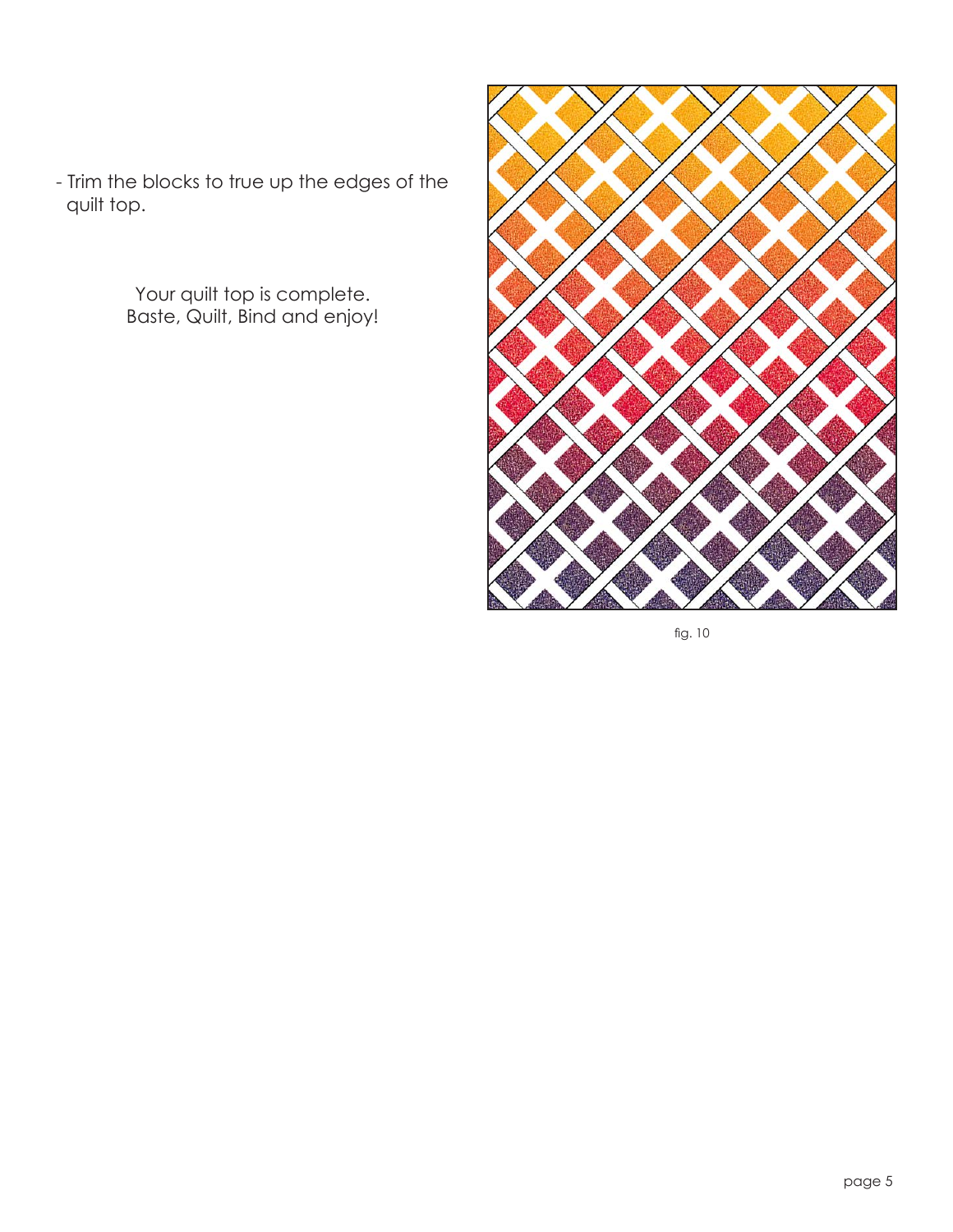- Trim the blocks to true up the edges of the quilt top.

Your quilt top is complete.
Baste, Quilt, Bind and enjoy!

fig. 10